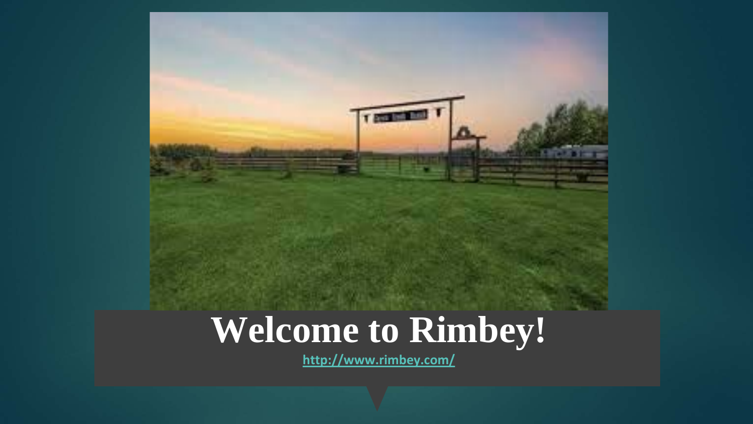# Welcome to Rimbey!

http://www.rimbey.com/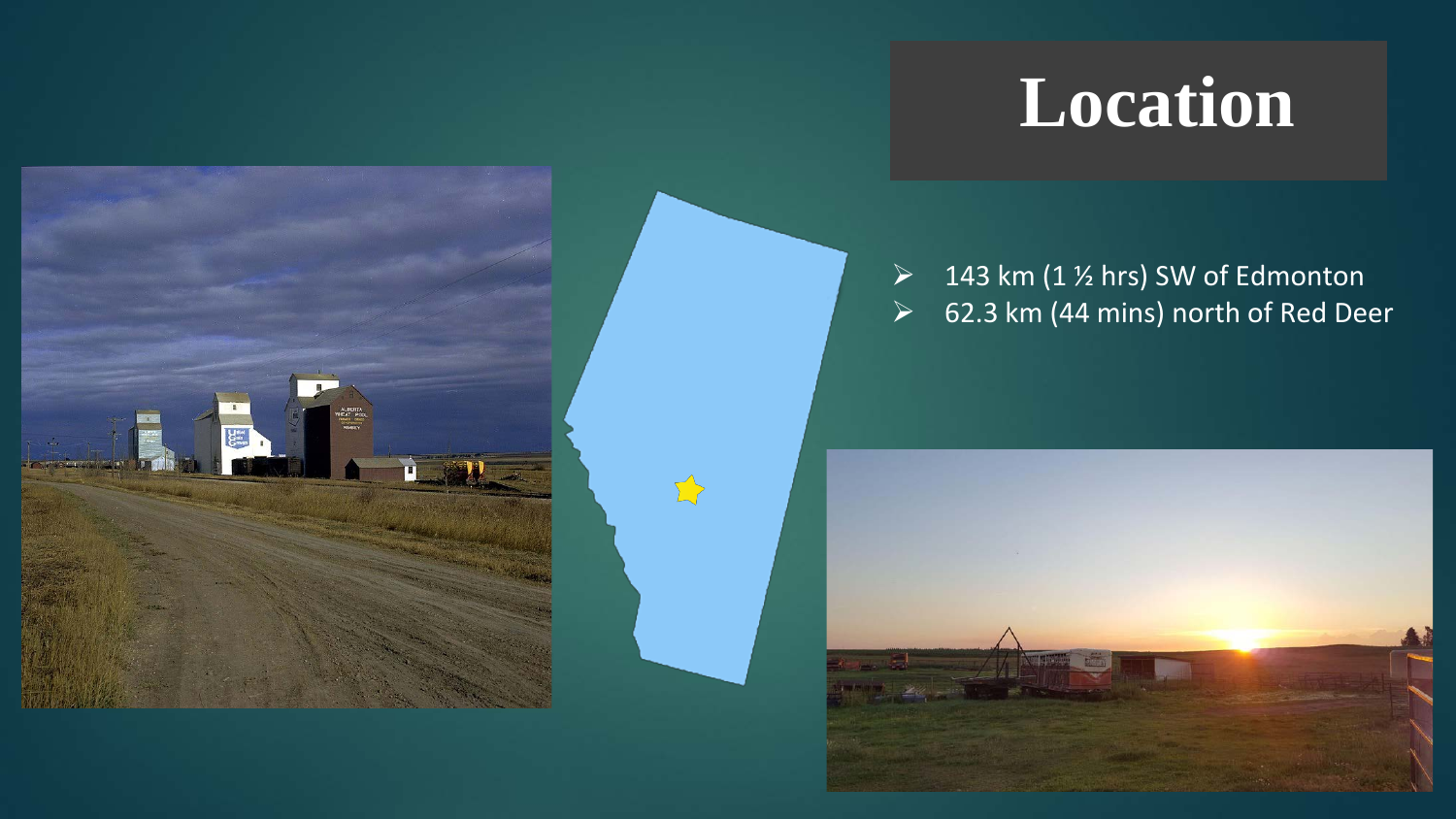# Location

- 143 km (1 ½ hrs) SW of Edmonton
- 62.3 km (44 mins) north of Red Deer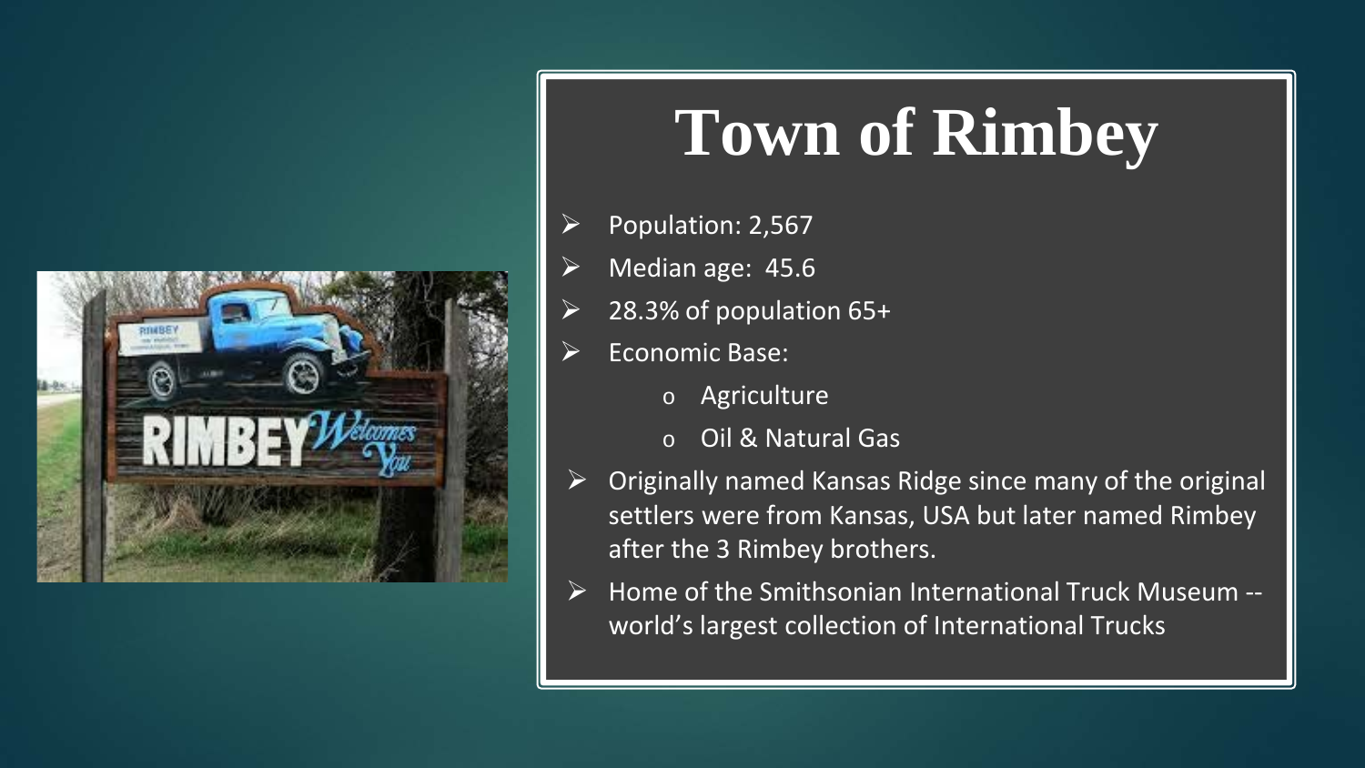# Town of Rimbey

- Population: 2,567
- Median age: 45.6
- 28.3% of population 65+
- Economic Base:
  - Agriculture
  - Oil & Natural Gas
- Originally named Kansas Ridge since many of the original settlers were from Kansas, USA but later named Rimbey after the 3 Rimbey brothers.
- Home of the Smithsonian International Truck Museum -- world's largest collection of International Trucks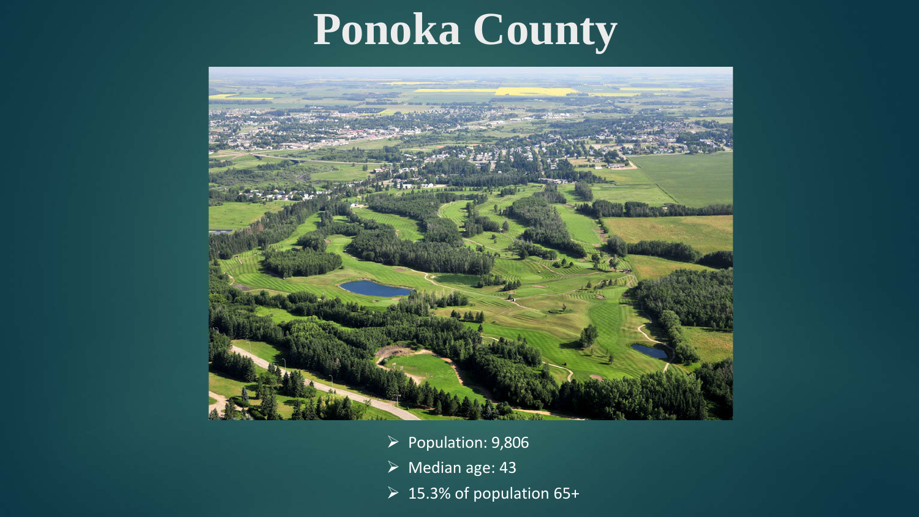# Ponoka County

- Population: 9,806
- Median age: 43
- 15.3% of population 65+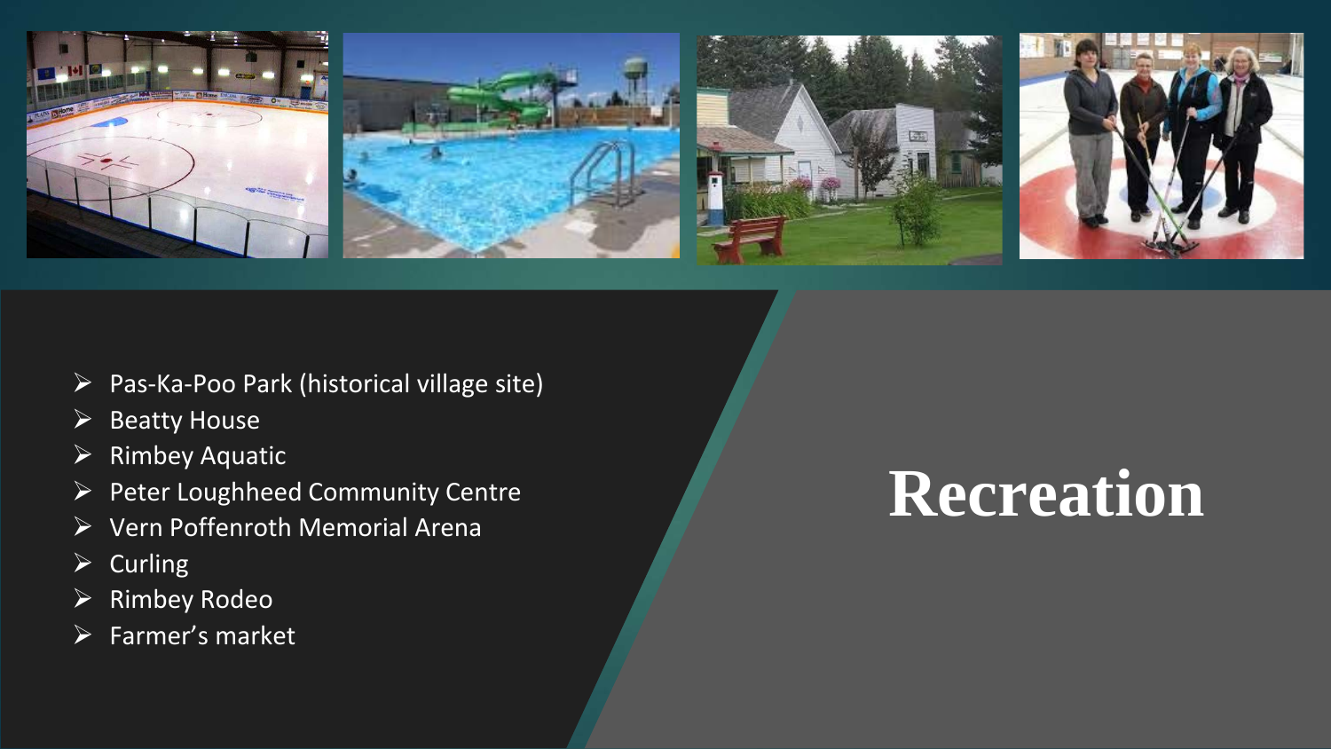# Recreation

- Pas-Ka-Poo Park (historical village site)
- Beatty House
- Rimbey Aquatic
- Peter Loughheed Community Centre
- Vern Poffenroth Memorial Arena
- Curling
- Rimbey Rodeo
- Farmer's market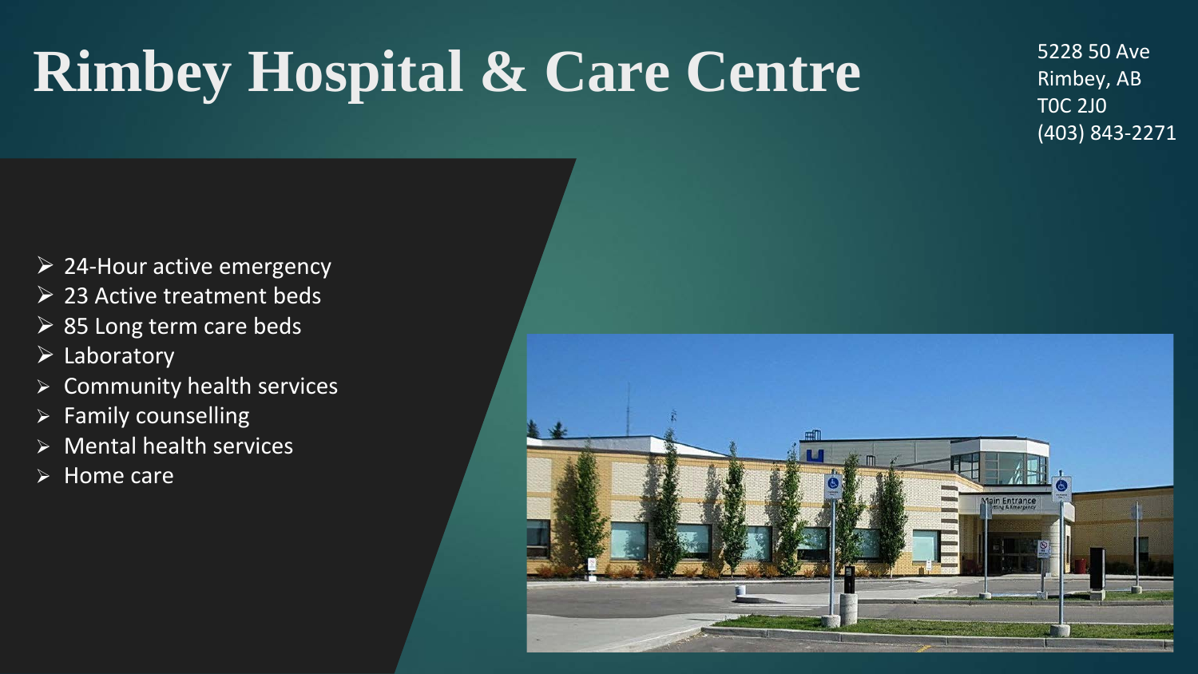# Rimbey Hospital & Care Centre

5228 50 Ave
Rimbey, AB
T0C 2J0
(403) 843-2271

- 24-Hour active emergency
- 23 Active treatment beds
- 85 Long term care beds
- Laboratory
- Community health services
- Family counselling
- Mental health services
- Home care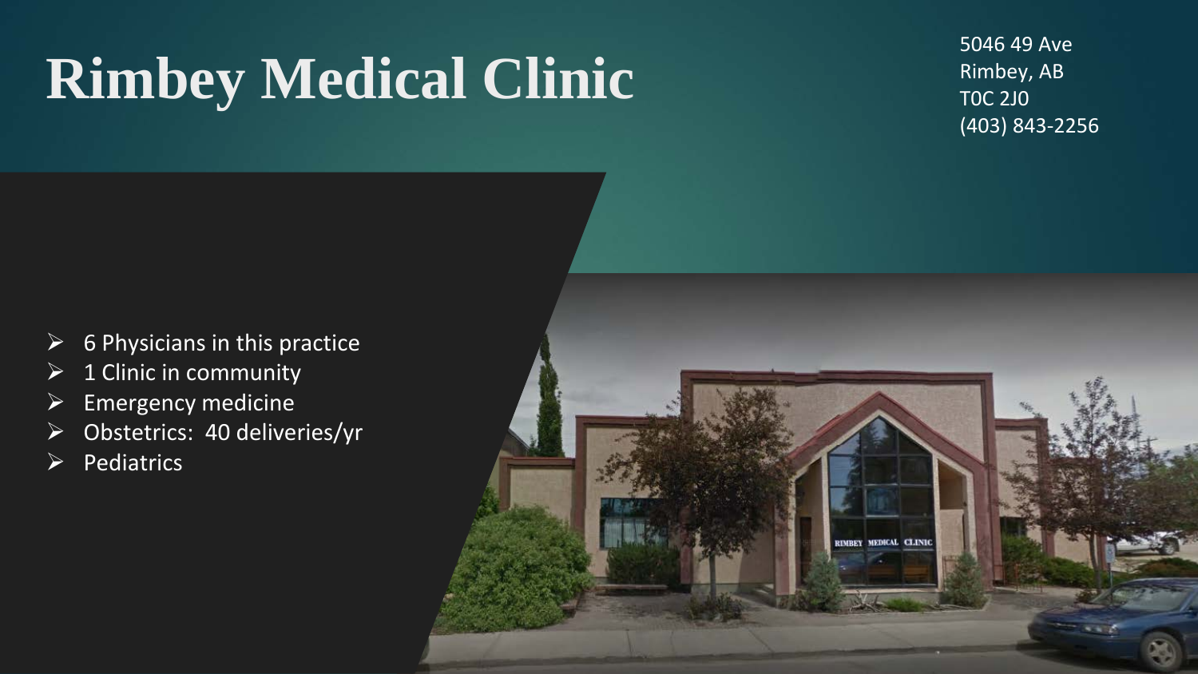# Rimbey Medical Clinic

5046 49 Ave
Rimbey, AB
T0C 2J0
(403) 843-2256

- 6 Physicians in this practice
- 1 Clinic in community
- Emergency medicine
- Obstetrics: 40 deliveries/yr
- Pediatrics